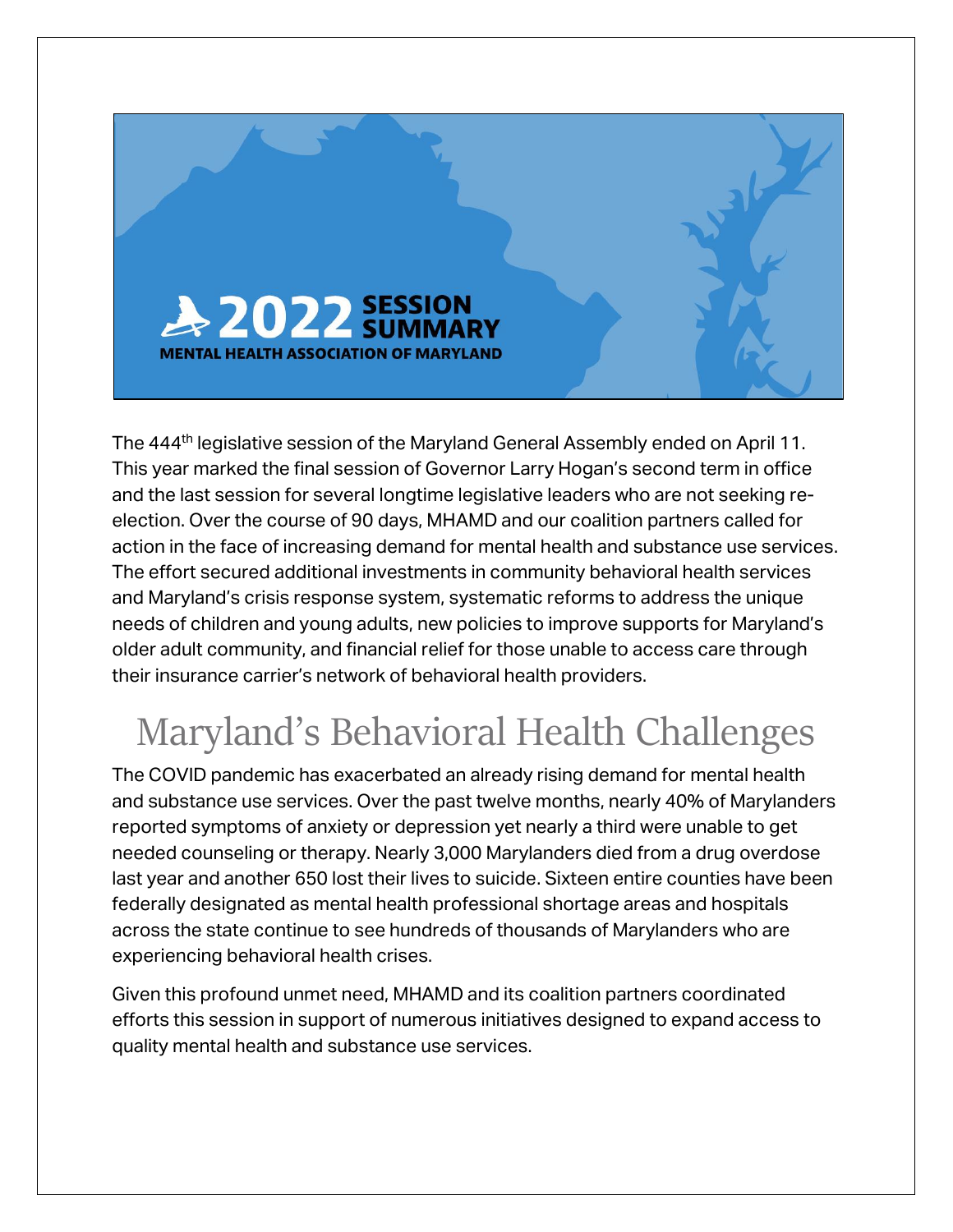# 2022 SESSION SUMMARY

MENTAL HEALTH ASSOCIATION OF MARYLAND

The 444th legislative session of the Maryland General Assembly ended on April 11. This year marked the final session of Governor Larry Hogan's second term in office and the last session for several longtime legislative leaders who are not seeking re-election. Over the course of 90 days, MHAMD and our coalition partners called for action in the face of increasing demand for mental health and substance use services. The effort secured additional investments in community behavioral health services and Maryland's crisis response system, systematic reforms to address the unique needs of children and young adults, new policies to improve supports for Maryland's older adult community, and financial relief for those unable to access care through their insurance carrier's network of behavioral health providers.

## Maryland's Behavioral Health Challenges

The COVID pandemic has exacerbated an already rising demand for mental health and substance use services. Over the past twelve months, nearly 40% of Marylanders reported symptoms of anxiety or depression yet nearly a third were unable to get needed counseling or therapy. Nearly 3,000 Marylanders died from a drug overdose last year and another 650 lost their lives to suicide. Sixteen entire counties have been federally designated as mental health professional shortage areas and hospitals across the state continue to see hundreds of thousands of Marylanders who are experiencing behavioral health crises.

Given this profound unmet need, MHAMD and its coalition partners coordinated efforts this session in support of numerous initiatives designed to expand access to quality mental health and substance use services.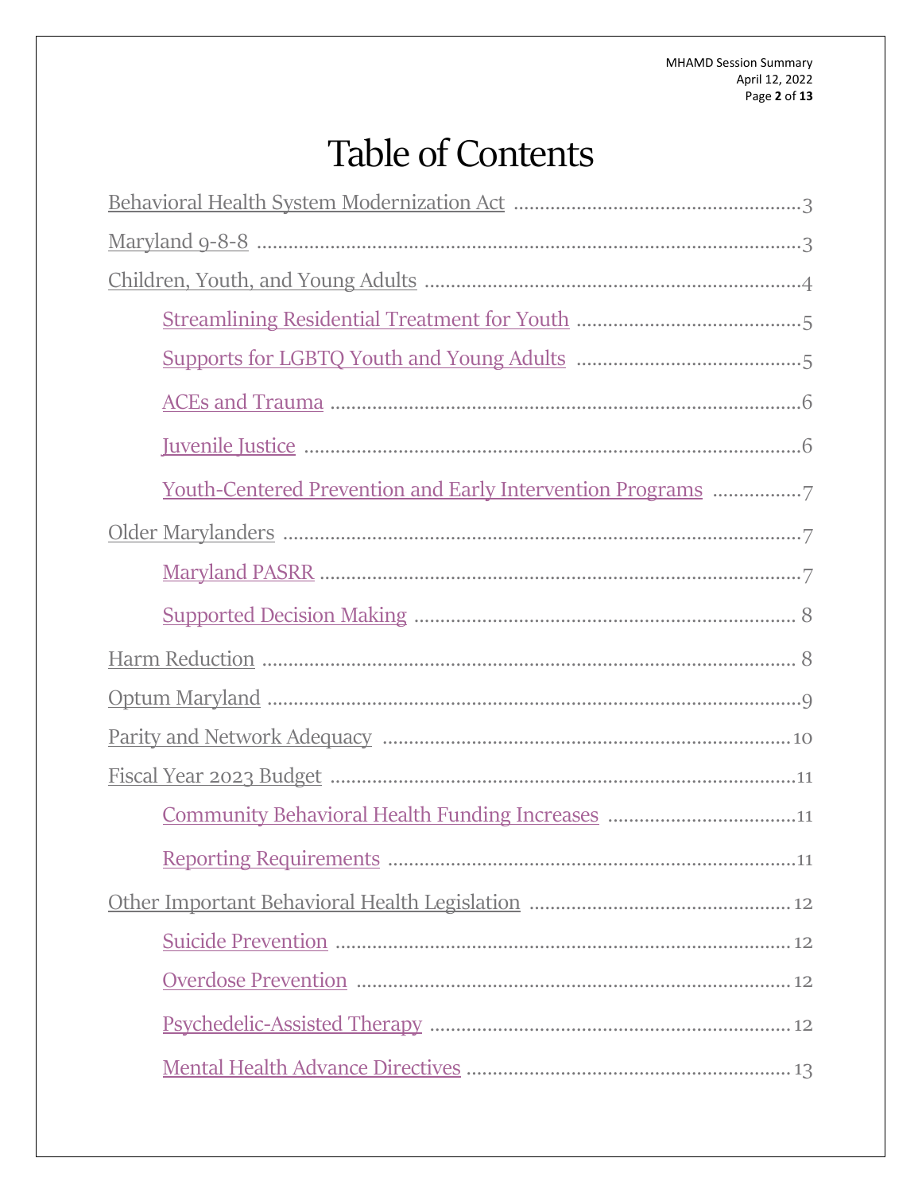# Table of Contents

- Behavioral Health System Modernization Act .......... 3
- Maryland 9-8-8 .......... 3
- Children, Youth, and Young Adults .......... 4
  - Streamlining Residential Treatment for Youth .......... 5
  - Supports for LGBTQ Youth and Young Adults .......... 5
  - ACEs and Trauma .......... 6
  - Juvenile Justice .......... 6
  - Youth-Centered Prevention and Early Intervention Programs .......... 7
- Older Marylanders .......... 7
  - Maryland PASRR .......... 7
  - Supported Decision Making .......... 8
- Harm Reduction .......... 8
- Optum Maryland .......... 9
- Parity and Network Adequacy .......... 10
- Fiscal Year 2023 Budget .......... 11
  - Community Behavioral Health Funding Increases .......... 11
  - Reporting Requirements .......... 11
- Other Important Behavioral Health Legislation .......... 12
  - Suicide Prevention .......... 12
  - Overdose Prevention .......... 12
  - Psychedelic-Assisted Therapy .......... 12
  - Mental Health Advance Directives .......... 13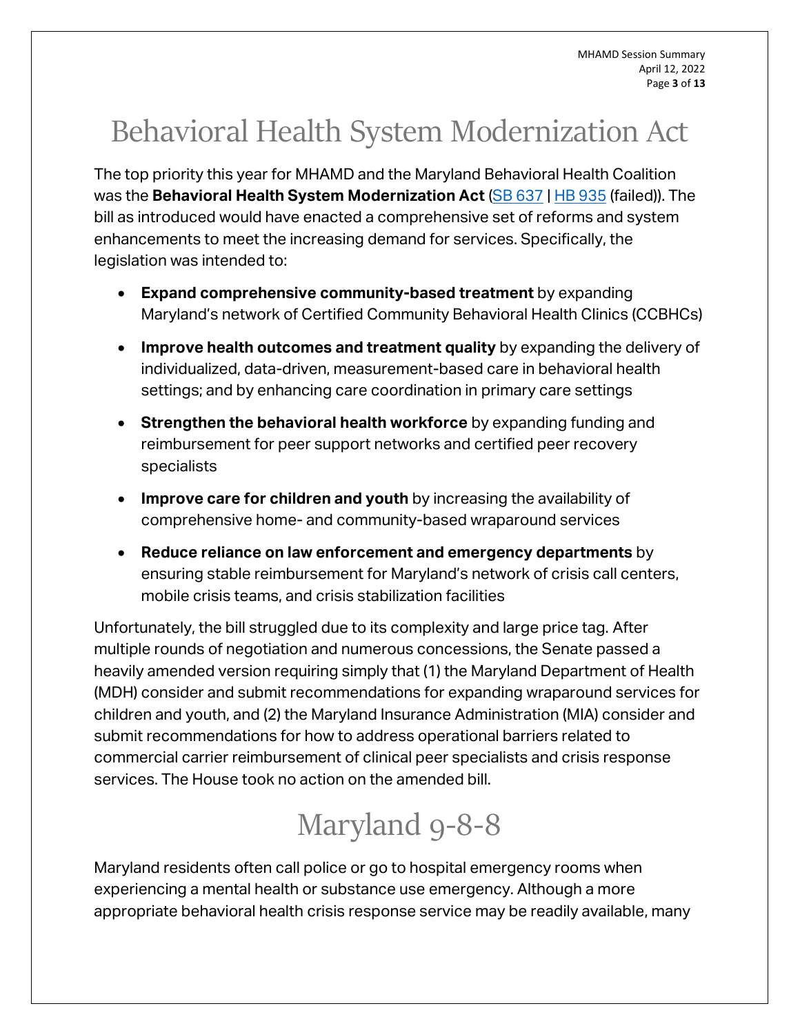# Behavioral Health System Modernization Act

The top priority this year for MHAMD and the Maryland Behavioral Health Coalition was the **Behavioral Health System Modernization Act** (SB 637 | HB 935 (failed)). The bill as introduced would have enacted a comprehensive set of reforms and system enhancements to meet the increasing demand for services. Specifically, the legislation was intended to:

- **Expand comprehensive community-based treatment** by expanding Maryland's network of Certified Community Behavioral Health Clinics (CCBHCs)
- **Improve health outcomes and treatment quality** by expanding the delivery of individualized, data-driven, measurement-based care in behavioral health settings; and by enhancing care coordination in primary care settings
- **Strengthen the behavioral health workforce** by expanding funding and reimbursement for peer support networks and certified peer recovery specialists
- **Improve care for children and youth** by increasing the availability of comprehensive home- and community-based wraparound services
- **Reduce reliance on law enforcement and emergency departments** by ensuring stable reimbursement for Maryland's network of crisis call centers, mobile crisis teams, and crisis stabilization facilities

Unfortunately, the bill struggled due to its complexity and large price tag. After multiple rounds of negotiation and numerous concessions, the Senate passed a heavily amended version requiring simply that (1) the Maryland Department of Health (MDH) consider and submit recommendations for expanding wraparound services for children and youth, and (2) the Maryland Insurance Administration (MIA) consider and submit recommendations for how to address operational barriers related to commercial carrier reimbursement of clinical peer specialists and crisis response services. The House took no action on the amended bill.

# Maryland 9-8-8

Maryland residents often call police or go to hospital emergency rooms when experiencing a mental health or substance use emergency. Although a more appropriate behavioral health crisis response service may be readily available, many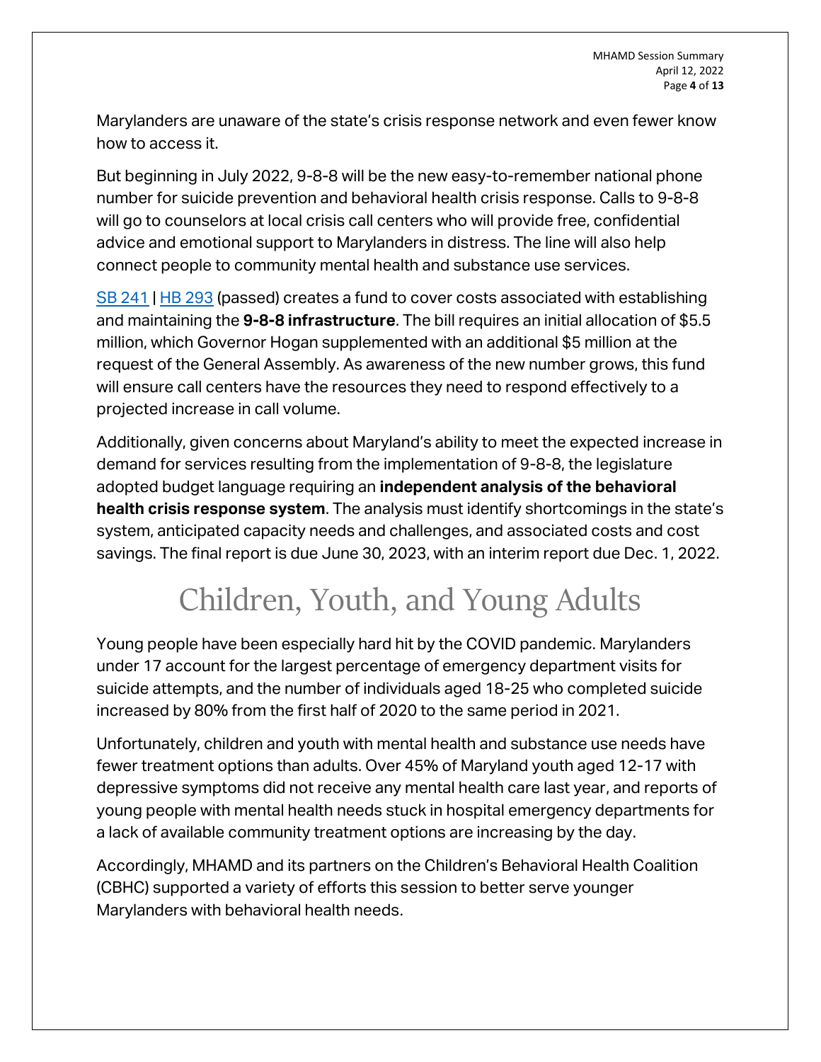Marylanders are unaware of the state's crisis response network and even fewer know how to access it.

But beginning in July 2022, 9-8-8 will be the new easy-to-remember national phone number for suicide prevention and behavioral health crisis response. Calls to 9-8-8 will go to counselors at local crisis call centers who will provide free, confidential advice and emotional support to Marylanders in distress. The line will also help connect people to community mental health and substance use services.

SB 241 | HB 293 (passed) creates a fund to cover costs associated with establishing and maintaining the **9-8-8 infrastructure**. The bill requires an initial allocation of $5.5 million, which Governor Hogan supplemented with an additional $5 million at the request of the General Assembly. As awareness of the new number grows, this fund will ensure call centers have the resources they need to respond effectively to a projected increase in call volume.

Additionally, given concerns about Maryland's ability to meet the expected increase in demand for services resulting from the implementation of 9-8-8, the legislature adopted budget language requiring an **independent analysis of the behavioral health crisis response system**. The analysis must identify shortcomings in the state's system, anticipated capacity needs and challenges, and associated costs and cost savings. The final report is due June 30, 2023, with an interim report due Dec. 1, 2022.

# Children, Youth, and Young Adults

Young people have been especially hard hit by the COVID pandemic. Marylanders under 17 account for the largest percentage of emergency department visits for suicide attempts, and the number of individuals aged 18-25 who completed suicide increased by 80% from the first half of 2020 to the same period in 2021.

Unfortunately, children and youth with mental health and substance use needs have fewer treatment options than adults. Over 45% of Maryland youth aged 12-17 with depressive symptoms did not receive any mental health care last year, and reports of young people with mental health needs stuck in hospital emergency departments for a lack of available community treatment options are increasing by the day.

Accordingly, MHAMD and its partners on the Children's Behavioral Health Coalition (CBHC) supported a variety of efforts this session to better serve younger Marylanders with behavioral health needs.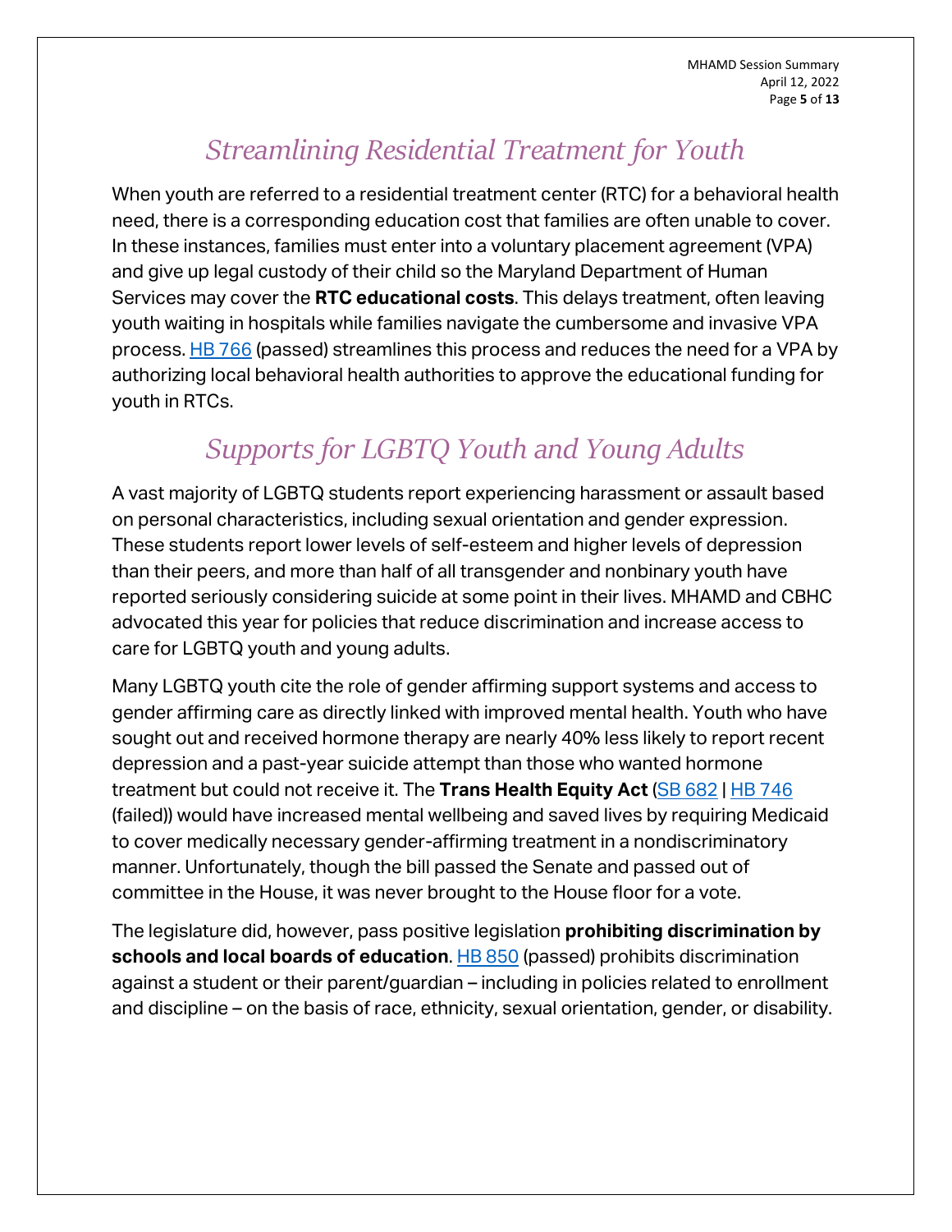## *Streamlining Residential Treatment for Youth*

When youth are referred to a residential treatment center (RTC) for a behavioral health need, there is a corresponding education cost that families are often unable to cover. In these instances, families must enter into a voluntary placement agreement (VPA) and give up legal custody of their child so the Maryland Department of Human Services may cover the **RTC educational costs**. This delays treatment, often leaving youth waiting in hospitals while families navigate the cumbersome and invasive VPA process. HB 766 (passed) streamlines this process and reduces the need for a VPA by authorizing local behavioral health authorities to approve the educational funding for youth in RTCs.

## *Supports for LGBTQ Youth and Young Adults*

A vast majority of LGBTQ students report experiencing harassment or assault based on personal characteristics, including sexual orientation and gender expression. These students report lower levels of self-esteem and higher levels of depression than their peers, and more than half of all transgender and nonbinary youth have reported seriously considering suicide at some point in their lives. MHAMD and CBHC advocated this year for policies that reduce discrimination and increase access to care for LGBTQ youth and young adults.

Many LGBTQ youth cite the role of gender affirming support systems and access to gender affirming care as directly linked with improved mental health. Youth who have sought out and received hormone therapy are nearly 40% less likely to report recent depression and a past-year suicide attempt than those who wanted hormone treatment but could not receive it. The **Trans Health Equity Act** (SB 682 | HB 746 (failed)) would have increased mental wellbeing and saved lives by requiring Medicaid to cover medically necessary gender-affirming treatment in a nondiscriminatory manner. Unfortunately, though the bill passed the Senate and passed out of committee in the House, it was never brought to the House floor for a vote.

The legislature did, however, pass positive legislation **prohibiting discrimination by schools and local boards of education**. HB 850 (passed) prohibits discrimination against a student or their parent/guardian – including in policies related to enrollment and discipline – on the basis of race, ethnicity, sexual orientation, gender, or disability.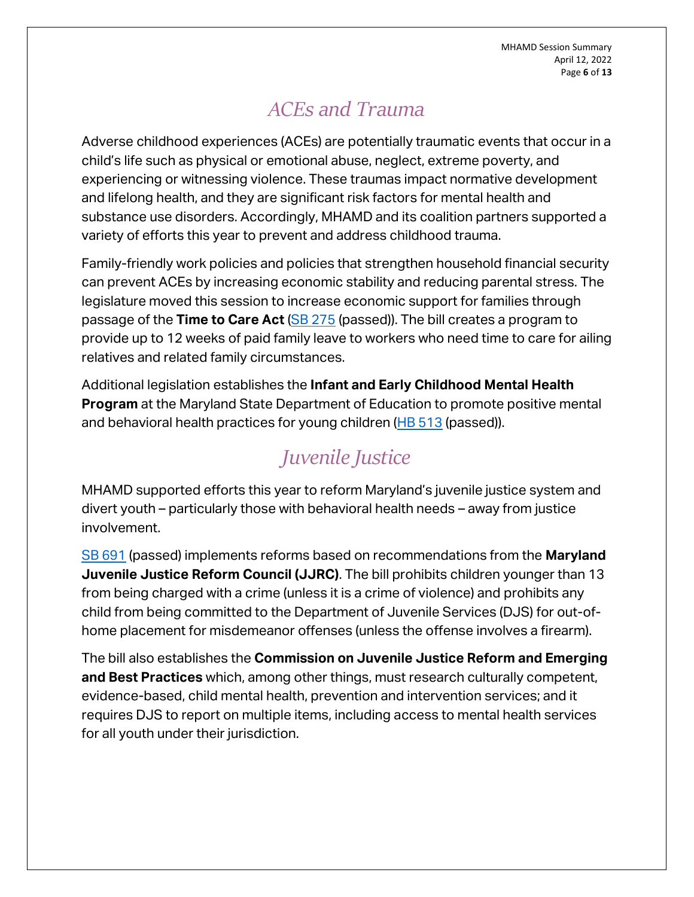## ACEs and Trauma

Adverse childhood experiences (ACEs) are potentially traumatic events that occur in a child's life such as physical or emotional abuse, neglect, extreme poverty, and experiencing or witnessing violence. These traumas impact normative development and lifelong health, and they are significant risk factors for mental health and substance use disorders. Accordingly, MHAMD and its coalition partners supported a variety of efforts this year to prevent and address childhood trauma.

Family-friendly work policies and policies that strengthen household financial security can prevent ACEs by increasing economic stability and reducing parental stress. The legislature moved this session to increase economic support for families through passage of the **Time to Care Act** (SB 275 (passed)). The bill creates a program to provide up to 12 weeks of paid family leave to workers who need time to care for ailing relatives and related family circumstances.

Additional legislation establishes the **Infant and Early Childhood Mental Health Program** at the Maryland State Department of Education to promote positive mental and behavioral health practices for young children (HB 513 (passed)).

## Juvenile Justice

MHAMD supported efforts this year to reform Maryland's juvenile justice system and divert youth – particularly those with behavioral health needs – away from justice involvement.

SB 691 (passed) implements reforms based on recommendations from the **Maryland Juvenile Justice Reform Council (JJRC)**. The bill prohibits children younger than 13 from being charged with a crime (unless it is a crime of violence) and prohibits any child from being committed to the Department of Juvenile Services (DJS) for out-of-home placement for misdemeanor offenses (unless the offense involves a firearm).

The bill also establishes the **Commission on Juvenile Justice Reform and Emerging and Best Practices** which, among other things, must research culturally competent, evidence-based, child mental health, prevention and intervention services; and it requires DJS to report on multiple items, including access to mental health services for all youth under their jurisdiction.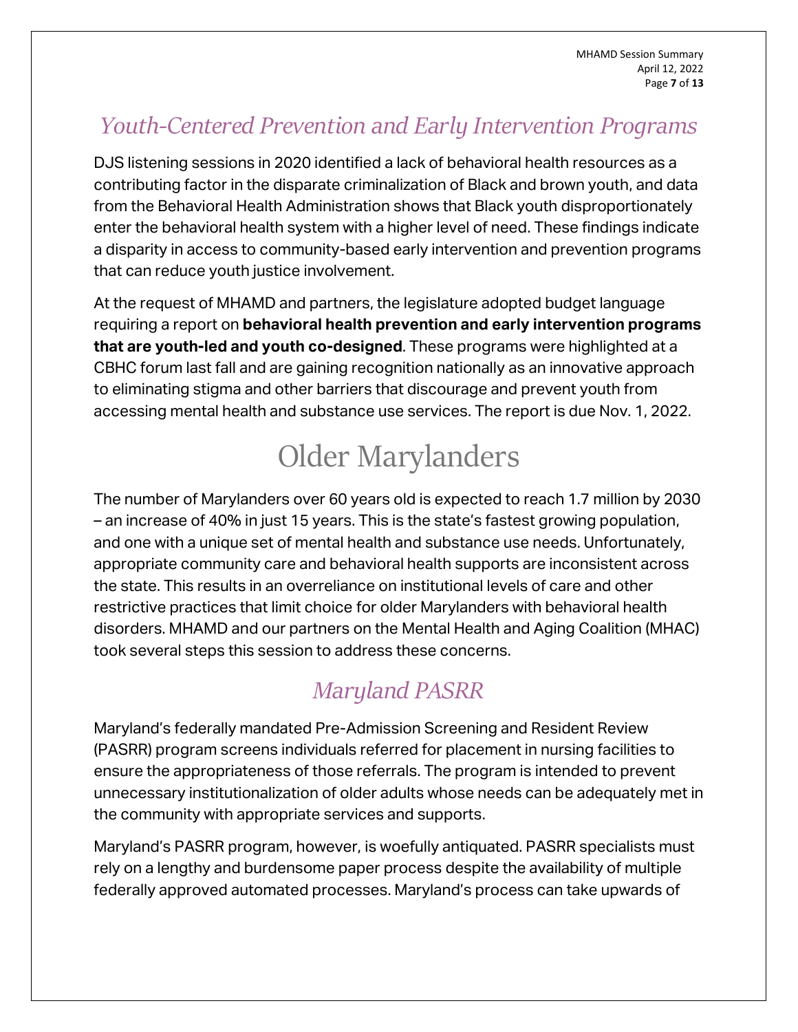### *Youth-Centered Prevention and Early Intervention Programs*

DJS listening sessions in 2020 identified a lack of behavioral health resources as a contributing factor in the disparate criminalization of Black and brown youth, and data from the Behavioral Health Administration shows that Black youth disproportionately enter the behavioral health system with a higher level of need. These findings indicate a disparity in access to community-based early intervention and prevention programs that can reduce youth justice involvement.

At the request of MHAMD and partners, the legislature adopted budget language requiring a report on **behavioral health prevention and early intervention programs that are youth-led and youth co-designed**. These programs were highlighted at a CBHC forum last fall and are gaining recognition nationally as an innovative approach to eliminating stigma and other barriers that discourage and prevent youth from accessing mental health and substance use services. The report is due Nov. 1, 2022.

## Older Marylanders

The number of Marylanders over 60 years old is expected to reach 1.7 million by 2030 – an increase of 40% in just 15 years. This is the state's fastest growing population, and one with a unique set of mental health and substance use needs. Unfortunately, appropriate community care and behavioral health supports are inconsistent across the state. This results in an overreliance on institutional levels of care and other restrictive practices that limit choice for older Marylanders with behavioral health disorders. MHAMD and our partners on the Mental Health and Aging Coalition (MHAC) took several steps this session to address these concerns.

### *Maryland PASRR*

Maryland's federally mandated Pre-Admission Screening and Resident Review (PASRR) program screens individuals referred for placement in nursing facilities to ensure the appropriateness of those referrals. The program is intended to prevent unnecessary institutionalization of older adults whose needs can be adequately met in the community with appropriate services and supports.

Maryland's PASRR program, however, is woefully antiquated. PASRR specialists must rely on a lengthy and burdensome paper process despite the availability of multiple federally approved automated processes. Maryland's process can take upwards of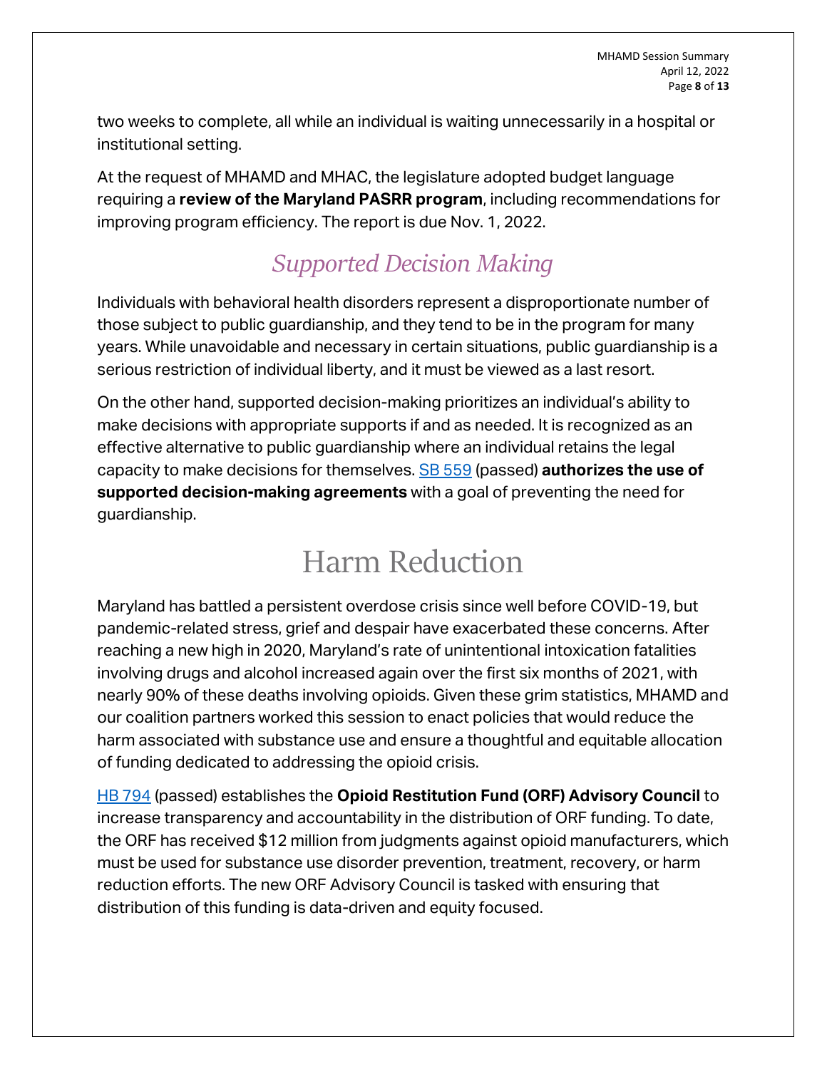two weeks to complete, all while an individual is waiting unnecessarily in a hospital or institutional setting.

At the request of MHAMD and MHAC, the legislature adopted budget language requiring a **review of the Maryland PASRR program**, including recommendations for improving program efficiency. The report is due Nov. 1, 2022.

## *Supported Decision Making*

Individuals with behavioral health disorders represent a disproportionate number of those subject to public guardianship, and they tend to be in the program for many years. While unavoidable and necessary in certain situations, public guardianship is a serious restriction of individual liberty, and it must be viewed as a last resort.

On the other hand, supported decision-making prioritizes an individual's ability to make decisions with appropriate supports if and as needed. It is recognized as an effective alternative to public guardianship where an individual retains the legal capacity to make decisions for themselves. SB 559 (passed) **authorizes the use of supported decision-making agreements** with a goal of preventing the need for guardianship.

# Harm Reduction

Maryland has battled a persistent overdose crisis since well before COVID-19, but pandemic-related stress, grief and despair have exacerbated these concerns. After reaching a new high in 2020, Maryland's rate of unintentional intoxication fatalities involving drugs and alcohol increased again over the first six months of 2021, with nearly 90% of these deaths involving opioids. Given these grim statistics, MHAMD and our coalition partners worked this session to enact policies that would reduce the harm associated with substance use and ensure a thoughtful and equitable allocation of funding dedicated to addressing the opioid crisis.

HB 794 (passed) establishes the **Opioid Restitution Fund (ORF) Advisory Council** to increase transparency and accountability in the distribution of ORF funding. To date, the ORF has received $12 million from judgments against opioid manufacturers, which must be used for substance use disorder prevention, treatment, recovery, or harm reduction efforts. The new ORF Advisory Council is tasked with ensuring that distribution of this funding is data-driven and equity focused.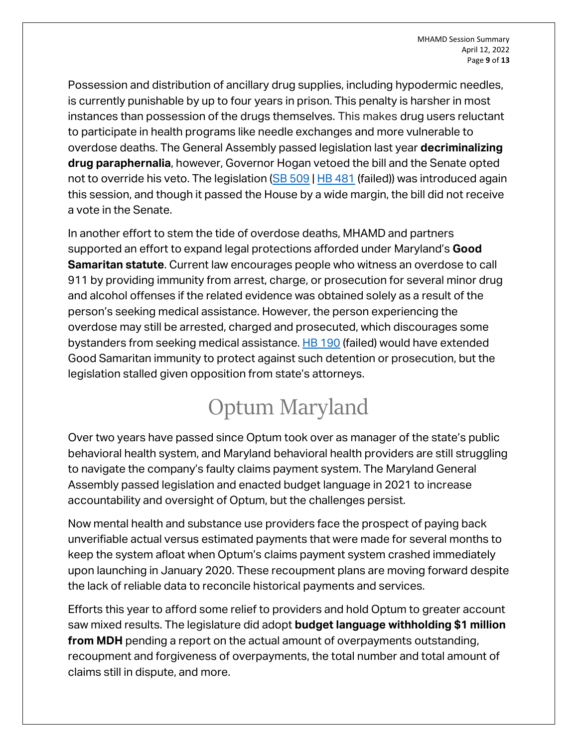Possession and distribution of ancillary drug supplies, including hypodermic needles, is currently punishable by up to four years in prison. This penalty is harsher in most instances than possession of the drugs themselves. This makes drug users reluctant to participate in health programs like needle exchanges and more vulnerable to overdose deaths. The General Assembly passed legislation last year **decriminalizing drug paraphernalia**, however, Governor Hogan vetoed the bill and the Senate opted not to override his veto. The legislation (SB 509 | HB 481 (failed)) was introduced again this session, and though it passed the House by a wide margin, the bill did not receive a vote in the Senate.

In another effort to stem the tide of overdose deaths, MHAMD and partners supported an effort to expand legal protections afforded under Maryland's **Good Samaritan statute**. Current law encourages people who witness an overdose to call 911 by providing immunity from arrest, charge, or prosecution for several minor drug and alcohol offenses if the related evidence was obtained solely as a result of the person's seeking medical assistance. However, the person experiencing the overdose may still be arrested, charged and prosecuted, which discourages some bystanders from seeking medical assistance. HB 190 (failed) would have extended Good Samaritan immunity to protect against such detention or prosecution, but the legislation stalled given opposition from state's attorneys.

# Optum Maryland

Over two years have passed since Optum took over as manager of the state's public behavioral health system, and Maryland behavioral health providers are still struggling to navigate the company's faulty claims payment system. The Maryland General Assembly passed legislation and enacted budget language in 2021 to increase accountability and oversight of Optum, but the challenges persist.

Now mental health and substance use providers face the prospect of paying back unverifiable actual versus estimated payments that were made for several months to keep the system afloat when Optum's claims payment system crashed immediately upon launching in January 2020. These recoupment plans are moving forward despite the lack of reliable data to reconcile historical payments and services.

Efforts this year to afford some relief to providers and hold Optum to greater account saw mixed results. The legislature did adopt **budget language withholding $1 million from MDH** pending a report on the actual amount of overpayments outstanding, recoupment and forgiveness of overpayments, the total number and total amount of claims still in dispute, and more.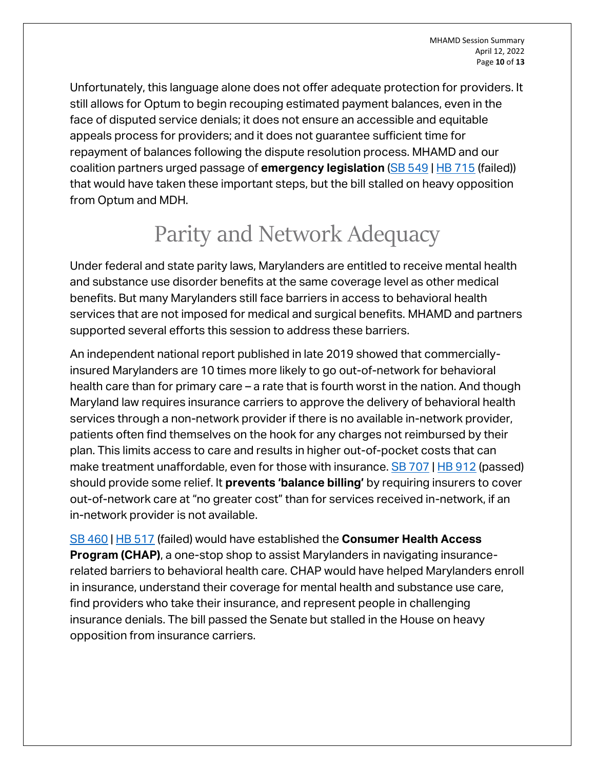Unfortunately, this language alone does not offer adequate protection for providers. It still allows for Optum to begin recouping estimated payment balances, even in the face of disputed service denials; it does not ensure an accessible and equitable appeals process for providers; and it does not guarantee sufficient time for repayment of balances following the dispute resolution process. MHAMD and our coalition partners urged passage of **emergency legislation** (SB 549 | HB 715 (failed)) that would have taken these important steps, but the bill stalled on heavy opposition from Optum and MDH.

## Parity and Network Adequacy

Under federal and state parity laws, Marylanders are entitled to receive mental health and substance use disorder benefits at the same coverage level as other medical benefits. But many Marylanders still face barriers in access to behavioral health services that are not imposed for medical and surgical benefits. MHAMD and partners supported several efforts this session to address these barriers.

An independent national report published in late 2019 showed that commercially-insured Marylanders are 10 times more likely to go out-of-network for behavioral health care than for primary care – a rate that is fourth worst in the nation. And though Maryland law requires insurance carriers to approve the delivery of behavioral health services through a non-network provider if there is no available in-network provider, patients often find themselves on the hook for any charges not reimbursed by their plan. This limits access to care and results in higher out-of-pocket costs that can make treatment unaffordable, even for those with insurance. SB 707 | HB 912 (passed) should provide some relief. It **prevents 'balance billing'** by requiring insurers to cover out-of-network care at "no greater cost" than for services received in-network, if an in-network provider is not available.

SB 460 | HB 517 (failed) would have established the **Consumer Health Access Program (CHAP)**, a one-stop shop to assist Marylanders in navigating insurance-related barriers to behavioral health care. CHAP would have helped Marylanders enroll in insurance, understand their coverage for mental health and substance use care, find providers who take their insurance, and represent people in challenging insurance denials. The bill passed the Senate but stalled in the House on heavy opposition from insurance carriers.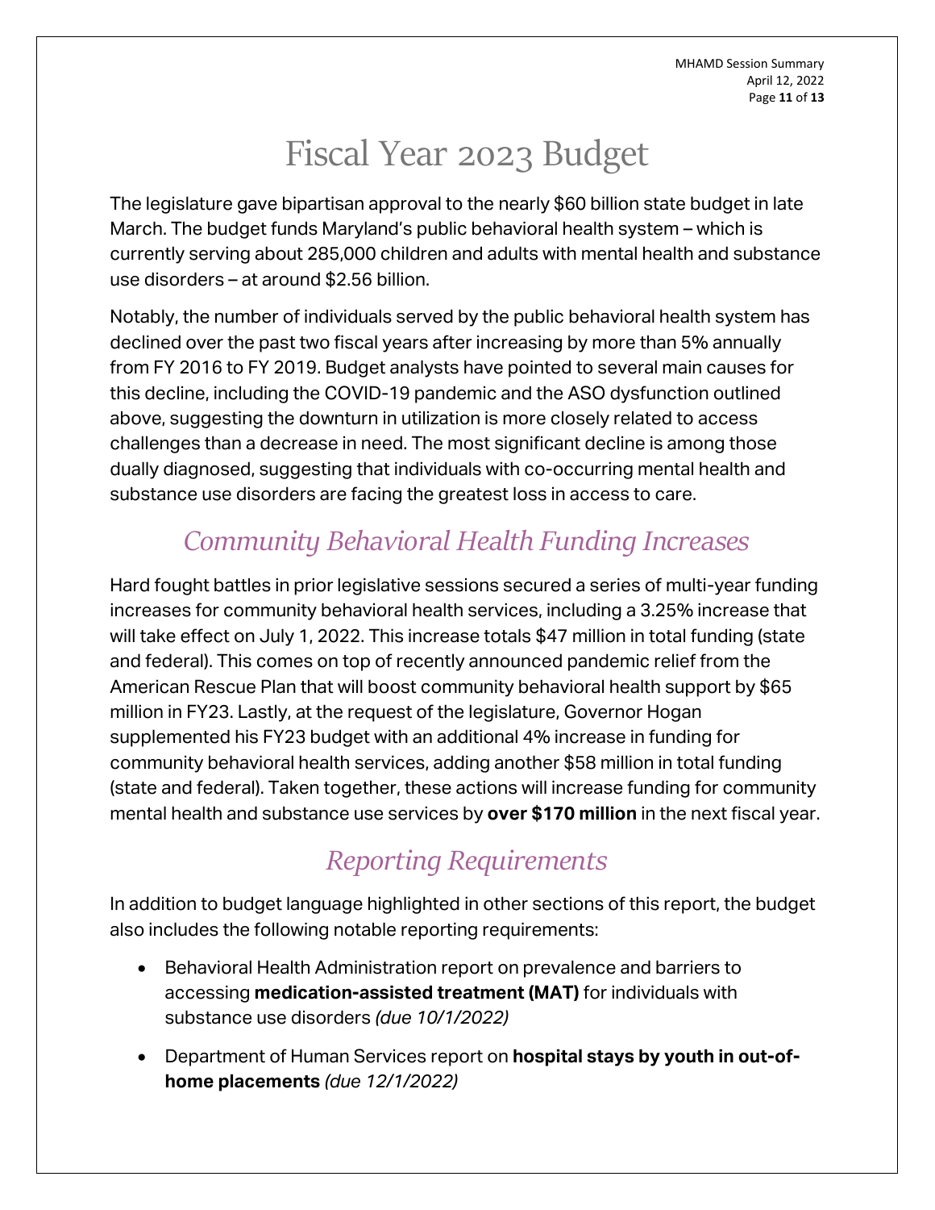# Fiscal Year 2023 Budget

The legislature gave bipartisan approval to the nearly $60 billion state budget in late March. The budget funds Maryland's public behavioral health system – which is currently serving about 285,000 children and adults with mental health and substance use disorders – at around $2.56 billion.

Notably, the number of individuals served by the public behavioral health system has declined over the past two fiscal years after increasing by more than 5% annually from FY 2016 to FY 2019. Budget analysts have pointed to several main causes for this decline, including the COVID-19 pandemic and the ASO dysfunction outlined above, suggesting the downturn in utilization is more closely related to access challenges than a decrease in need. The most significant decline is among those dually diagnosed, suggesting that individuals with co-occurring mental health and substance use disorders are facing the greatest loss in access to care.

## *Community Behavioral Health Funding Increases*

Hard fought battles in prior legislative sessions secured a series of multi-year funding increases for community behavioral health services, including a 3.25% increase that will take effect on July 1, 2022. This increase totals $47 million in total funding (state and federal). This comes on top of recently announced pandemic relief from the American Rescue Plan that will boost community behavioral health support by $65 million in FY23. Lastly, at the request of the legislature, Governor Hogan supplemented his FY23 budget with an additional 4% increase in funding for community behavioral health services, adding another $58 million in total funding (state and federal). Taken together, these actions will increase funding for community mental health and substance use services by **over $170 million** in the next fiscal year.

## *Reporting Requirements*

In addition to budget language highlighted in other sections of this report, the budget also includes the following notable reporting requirements:

- Behavioral Health Administration report on prevalence and barriers to accessing **medication-assisted treatment (MAT)** for individuals with substance use disorders *(due 10/1/2022)*
- Department of Human Services report on **hospital stays by youth in out-of-home placements** *(due 12/1/2022)*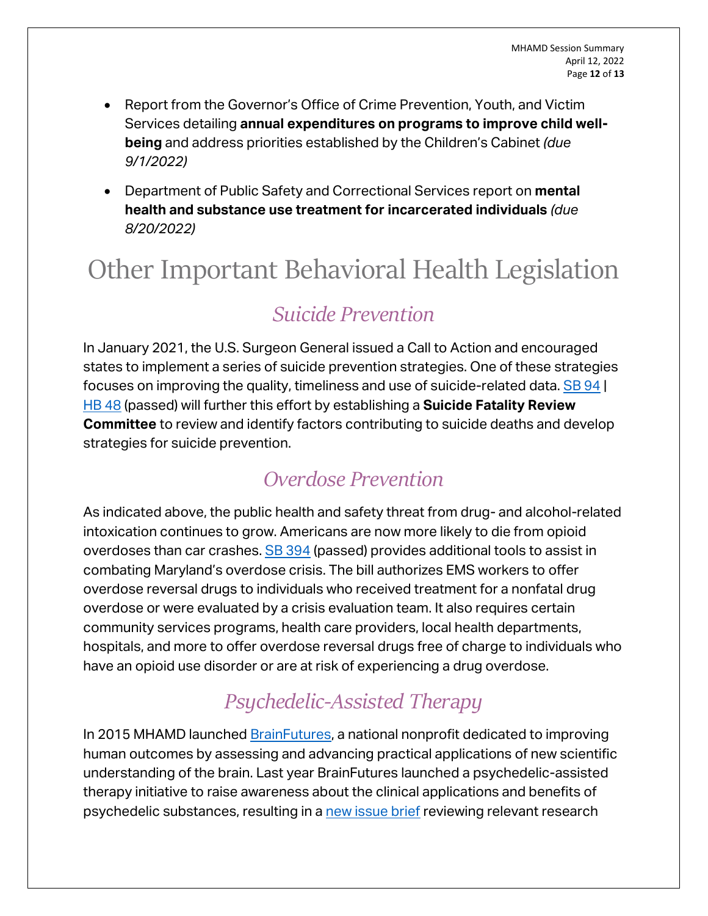- Report from the Governor's Office of Crime Prevention, Youth, and Victim Services detailing **annual expenditures on programs to improve child well-being** and address priorities established by the Children's Cabinet *(due 9/1/2022)*
- Department of Public Safety and Correctional Services report on **mental health and substance use treatment for incarcerated individuals** *(due 8/20/2022)*

# Other Important Behavioral Health Legislation

## *Suicide Prevention*

In January 2021, the U.S. Surgeon General issued a Call to Action and encouraged states to implement a series of suicide prevention strategies. One of these strategies focuses on improving the quality, timeliness and use of suicide-related data. SB 94 | HB 48 (passed) will further this effort by establishing a **Suicide Fatality Review Committee** to review and identify factors contributing to suicide deaths and develop strategies for suicide prevention.

## *Overdose Prevention*

As indicated above, the public health and safety threat from drug- and alcohol-related intoxication continues to grow. Americans are now more likely to die from opioid overdoses than car crashes. SB 394 (passed) provides additional tools to assist in combating Maryland's overdose crisis. The bill authorizes EMS workers to offer overdose reversal drugs to individuals who received treatment for a nonfatal drug overdose or were evaluated by a crisis evaluation team. It also requires certain community services programs, health care providers, local health departments, hospitals, and more to offer overdose reversal drugs free of charge to individuals who have an opioid use disorder or are at risk of experiencing a drug overdose.

## *Psychedelic-Assisted Therapy*

In 2015 MHAMD launched BrainFutures, a national nonprofit dedicated to improving human outcomes by assessing and advancing practical applications of new scientific understanding of the brain. Last year BrainFutures launched a psychedelic-assisted therapy initiative to raise awareness about the clinical applications and benefits of psychedelic substances, resulting in a new issue brief reviewing relevant research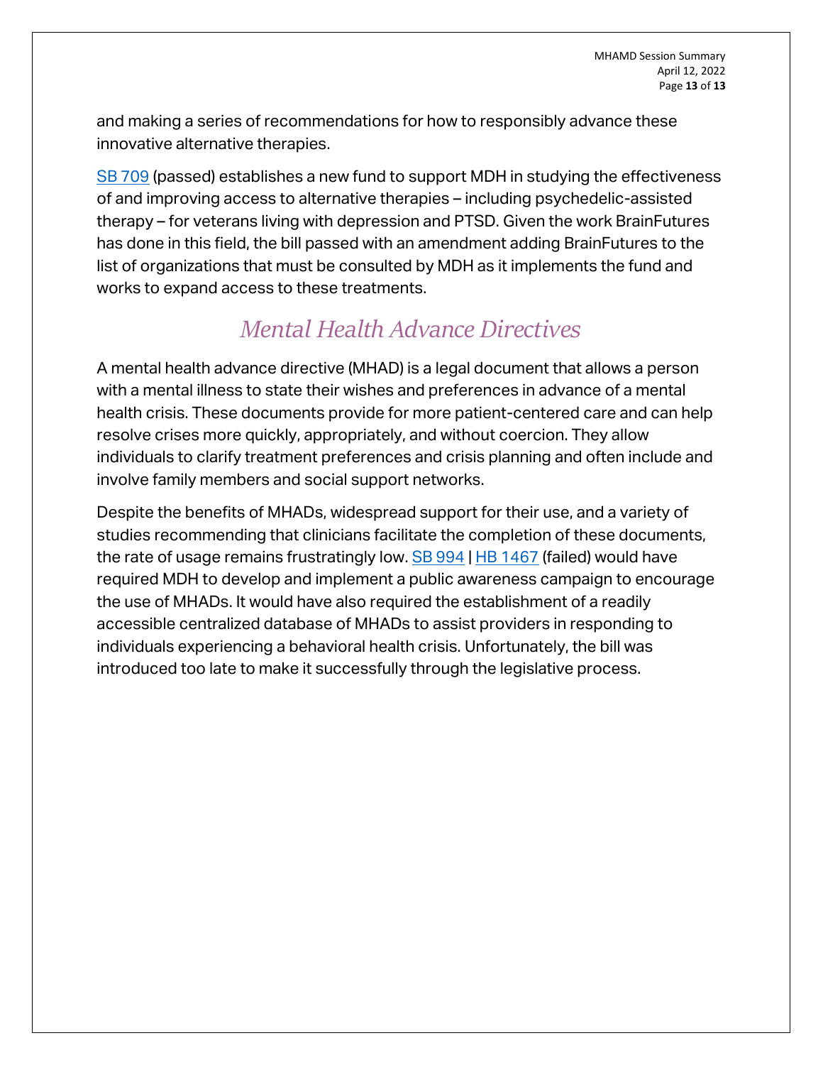and making a series of recommendations for how to responsibly advance these innovative alternative therapies.

SB 709 (passed) establishes a new fund to support MDH in studying the effectiveness of and improving access to alternative therapies – including psychedelic-assisted therapy – for veterans living with depression and PTSD. Given the work BrainFutures has done in this field, the bill passed with an amendment adding BrainFutures to the list of organizations that must be consulted by MDH as it implements the fund and works to expand access to these treatments.

## *Mental Health Advance Directives*

A mental health advance directive (MHAD) is a legal document that allows a person with a mental illness to state their wishes and preferences in advance of a mental health crisis. These documents provide for more patient-centered care and can help resolve crises more quickly, appropriately, and without coercion. They allow individuals to clarify treatment preferences and crisis planning and often include and involve family members and social support networks.

Despite the benefits of MHADs, widespread support for their use, and a variety of studies recommending that clinicians facilitate the completion of these documents, the rate of usage remains frustratingly low. SB 994 | HB 1467 (failed) would have required MDH to develop and implement a public awareness campaign to encourage the use of MHADs. It would have also required the establishment of a readily accessible centralized database of MHADs to assist providers in responding to individuals experiencing a behavioral health crisis. Unfortunately, the bill was introduced too late to make it successfully through the legislative process.